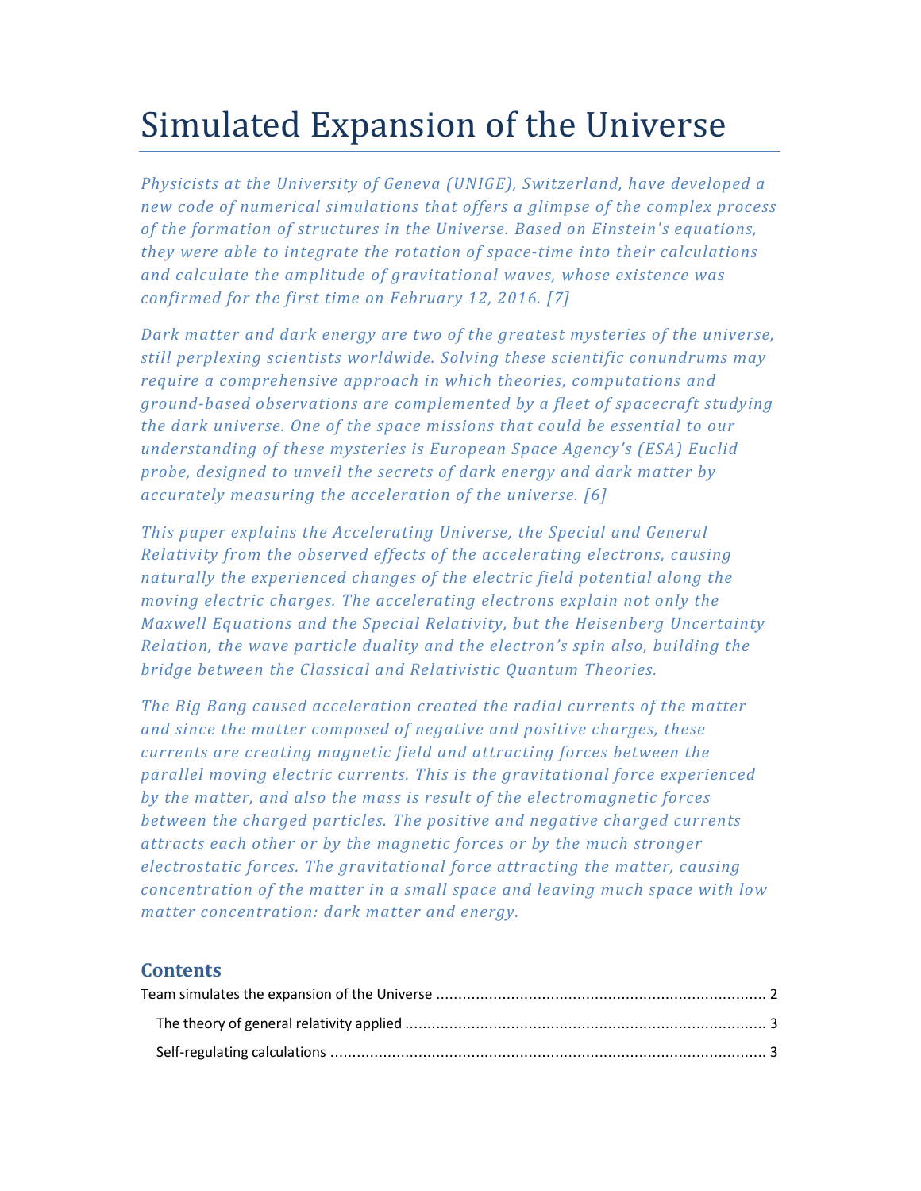# Simulated Expansion of the Universe

*Physicists at the University of Geneva (UNIGE), Switzerland, have developed a new code of numerical simulations that offers a glimpse of the complex process of the formation of structures in the Universe. Based on Einstein's equations, they were able to integrate the rotation of space-time into their calculations and calculate the amplitude of gravitational waves, whose existence was confirmed for the first time on February 12, 2016. [7]*

*Dark matter and dark energy are two of the greatest mysteries of the universe, still perplexing scientists worldwide. Solving these scientific conundrums may require a comprehensive approach in which theories, computations and ground-based observations are complemented by a fleet of spacecraft studying the dark universe. One of the space missions that could be essential to our understanding of these mysteries is European Space Agency's (ESA) Euclid probe, designed to unveil the secrets of dark energy and dark matter by accurately measuring the acceleration of the universe. [6]*

*This paper explains the Accelerating Universe, the Special and General Relativity from the observed effects of the accelerating electrons, causing naturally the experienced changes of the electric field potential along the moving electric charges. The accelerating electrons explain not only the Maxwell Equations and the Special Relativity, but the Heisenberg Uncertainty Relation, the wave particle duality and the electron's spin also, building the bridge between the Classical and Relativistic Quantum Theories.*

*The Big Bang caused acceleration created the radial currents of the matter and since the matter composed of negative and positive charges, these currents are creating magnetic field and attracting forces between the parallel moving electric currents. This is the gravitational force experienced by the matter, and also the mass is result of the electromagnetic forces between the charged particles. The positive and negative charged currents attracts each other or by the magnetic forces or by the much stronger electrostatic forces. The gravitational force attracting the matter, causing concentration of the matter in a small space and leaving much space with low matter concentration: dark matter and energy.*

## Contents

Team simulates the expansion of the Universe ........................................................................ 2

- The theory of general relativity applied ................................................................................ 3
- Self-regulating calculations .................................................................................................. 3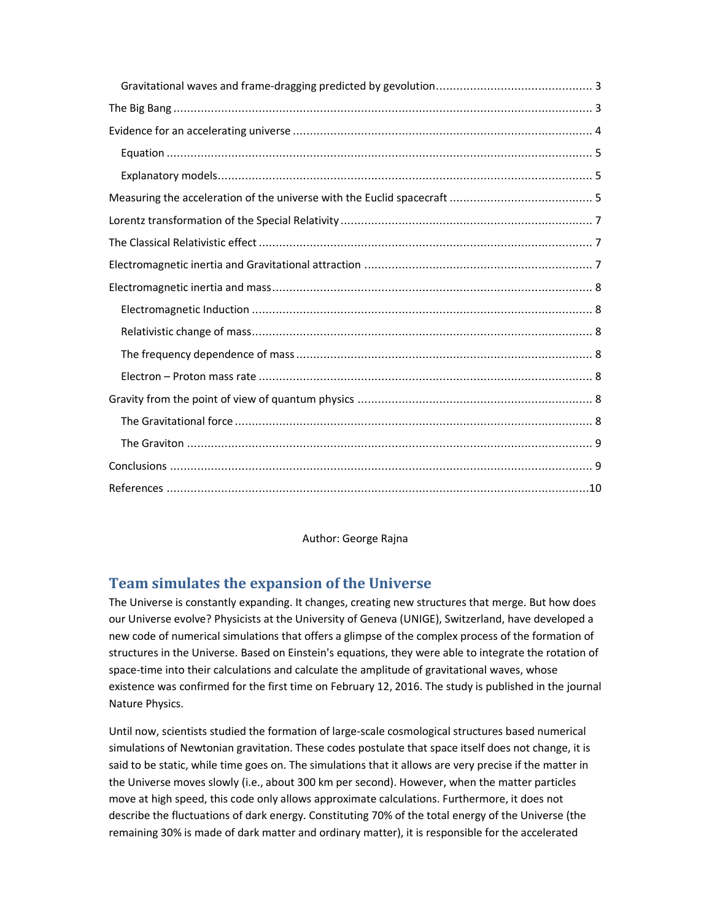Gravitational waves and frame-dragging predicted by gevolution ............................................. 3

The Big Bang ............................................................................................................................ 3

Evidence for an accelerating universe ........................................................................................ 4

Equation ............................................................................................................................. 5

Explanatory models............................................................................................................. 5

Measuring the acceleration of the universe with the Euclid spacecraft .......................................... 5

Lorentz transformation of the Special Relativity ........................................................................... 7

The Classical Relativistic effect ................................................................................................... 7

Electromagnetic inertia and Gravitational attraction ................................................................... 7

Electromagnetic inertia and mass................................................................................................ 8

Electromagnetic Induction .................................................................................................... 8

Relativistic change of mass.................................................................................................... 8

The frequency dependence of mass ....................................................................................... 8

Electron – Proton mass rate .................................................................................................. 8

Gravity from the point of view of quantum physics ..................................................................... 8

The Gravitational force ......................................................................................................... 8

The Graviton ....................................................................................................................... 9

Conclusions ............................................................................................................................. 9

References ..............................................................................................................................10

Author: George Rajna

## Team simulates the expansion of the Universe

The Universe is constantly expanding. It changes, creating new structures that merge. But how does our Universe evolve? Physicists at the University of Geneva (UNIGE), Switzerland, have developed a new code of numerical simulations that offers a glimpse of the complex process of the formation of structures in the Universe. Based on Einstein's equations, they were able to integrate the rotation of space-time into their calculations and calculate the amplitude of gravitational waves, whose existence was confirmed for the first time on February 12, 2016. The study is published in the journal Nature Physics.

Until now, scientists studied the formation of large-scale cosmological structures based numerical simulations of Newtonian gravitation. These codes postulate that space itself does not change, it is said to be static, while time goes on. The simulations that it allows are very precise if the matter in the Universe moves slowly (i.e., about 300 km per second). However, when the matter particles move at high speed, this code only allows approximate calculations. Furthermore, it does not describe the fluctuations of dark energy. Constituting 70% of the total energy of the Universe (the remaining 30% is made of dark matter and ordinary matter), it is responsible for the accelerated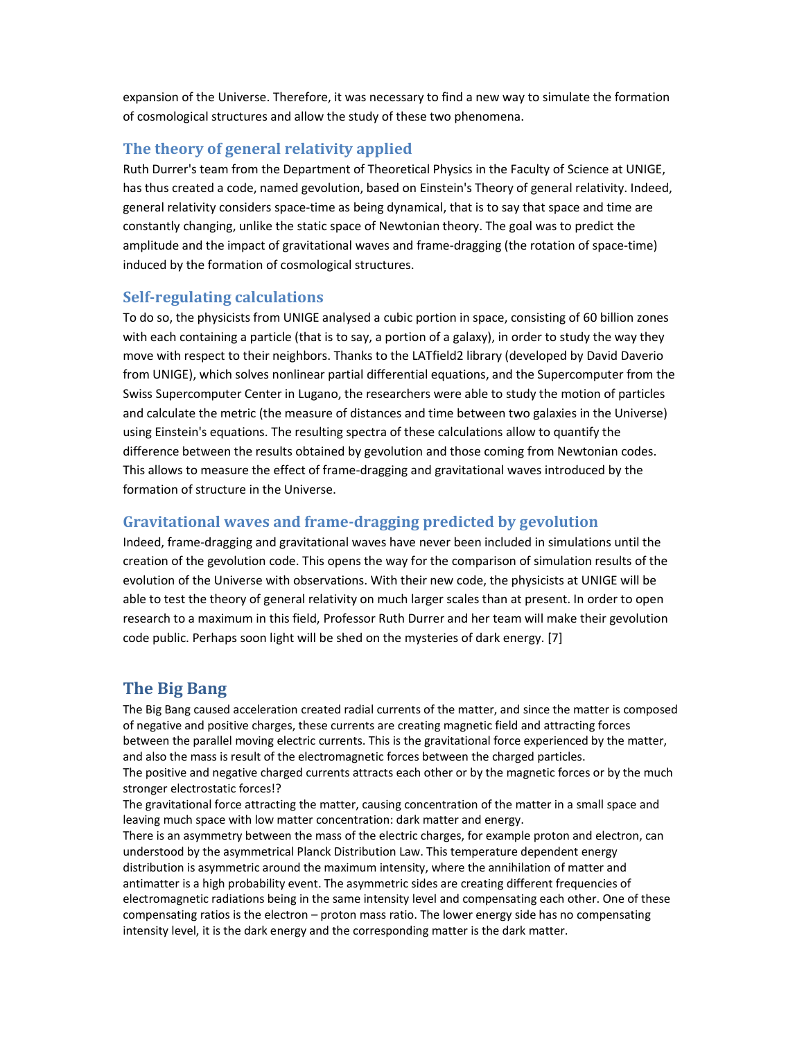expansion of the Universe. Therefore, it was necessary to find a new way to simulate the formation of cosmological structures and allow the study of these two phenomena.

### The theory of general relativity applied

Ruth Durrer's team from the Department of Theoretical Physics in the Faculty of Science at UNIGE, has thus created a code, named gevolution, based on Einstein's Theory of general relativity. Indeed, general relativity considers space-time as being dynamical, that is to say that space and time are constantly changing, unlike the static space of Newtonian theory. The goal was to predict the amplitude and the impact of gravitational waves and frame-dragging (the rotation of space-time) induced by the formation of cosmological structures.

### Self-regulating calculations

To do so, the physicists from UNIGE analysed a cubic portion in space, consisting of 60 billion zones with each containing a particle (that is to say, a portion of a galaxy), in order to study the way they move with respect to their neighbors. Thanks to the LATfield2 library (developed by David Daverio from UNIGE), which solves nonlinear partial differential equations, and the Supercomputer from the Swiss Supercomputer Center in Lugano, the researchers were able to study the motion of particles and calculate the metric (the measure of distances and time between two galaxies in the Universe) using Einstein's equations. The resulting spectra of these calculations allow to quantify the difference between the results obtained by gevolution and those coming from Newtonian codes. This allows to measure the effect of frame-dragging and gravitational waves introduced by the formation of structure in the Universe.

### Gravitational waves and frame-dragging predicted by gevolution

Indeed, frame-dragging and gravitational waves have never been included in simulations until the creation of the gevolution code. This opens the way for the comparison of simulation results of the evolution of the Universe with observations. With their new code, the physicists at UNIGE will be able to test the theory of general relativity on much larger scales than at present. In order to open research to a maximum in this field, Professor Ruth Durrer and her team will make their gevolution code public. Perhaps soon light will be shed on the mysteries of dark energy. [7]

## The Big Bang

The Big Bang caused acceleration created radial currents of the matter, and since the matter is composed of negative and positive charges, these currents are creating magnetic field and attracting forces between the parallel moving electric currents. This is the gravitational force experienced by the matter, and also the mass is result of the electromagnetic forces between the charged particles.
The positive and negative charged currents attracts each other or by the magnetic forces or by the much stronger electrostatic forces!?
The gravitational force attracting the matter, causing concentration of the matter in a small space and leaving much space with low matter concentration: dark matter and energy.
There is an asymmetry between the mass of the electric charges, for example proton and electron, can understood by the asymmetrical Planck Distribution Law. This temperature dependent energy distribution is asymmetric around the maximum intensity, where the annihilation of matter and antimatter is a high probability event. The asymmetric sides are creating different frequencies of electromagnetic radiations being in the same intensity level and compensating each other. One of these compensating ratios is the electron – proton mass ratio. The lower energy side has no compensating intensity level, it is the dark energy and the corresponding matter is the dark matter.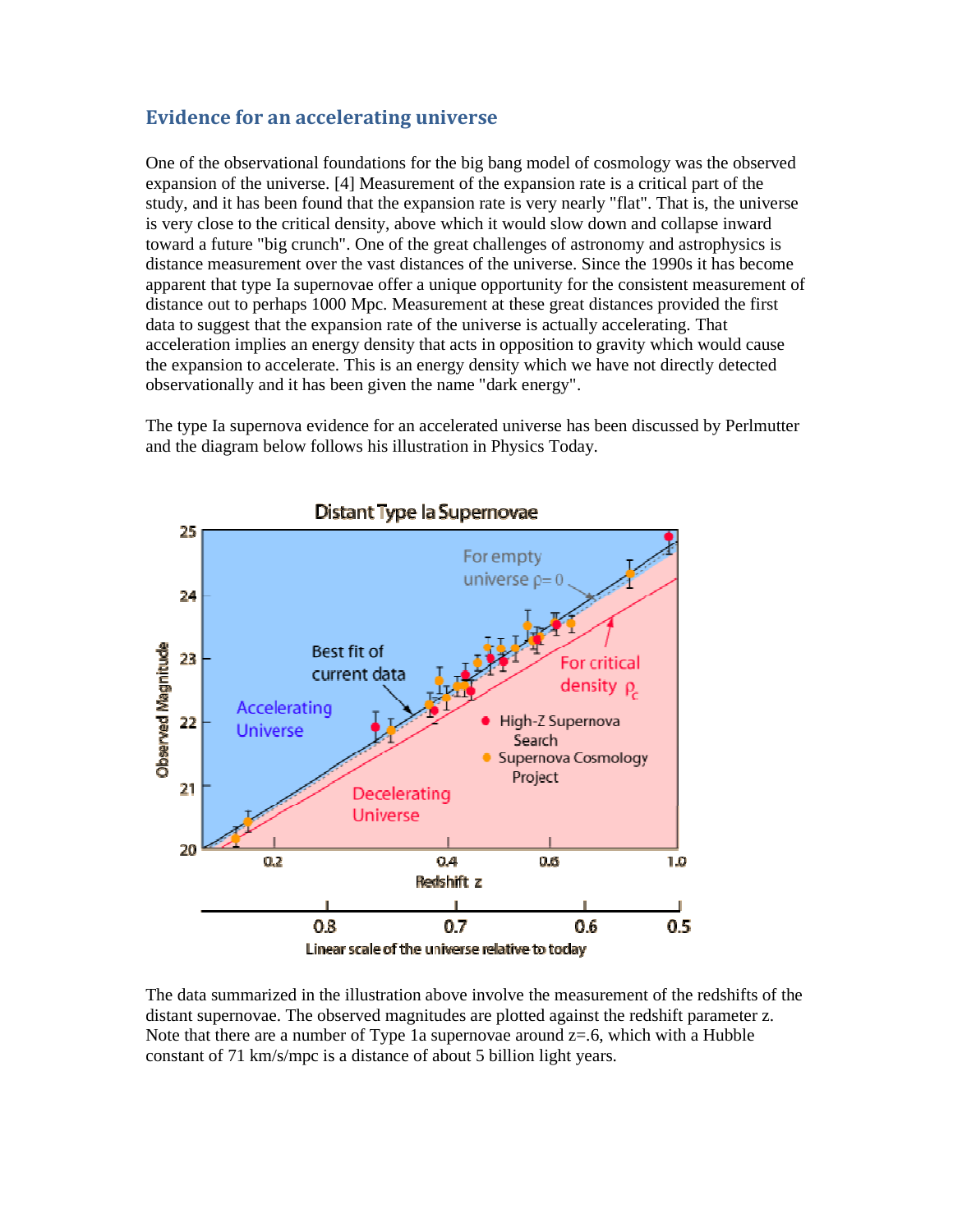## Evidence for an accelerating universe

One of the observational foundations for the big bang model of cosmology was the observed expansion of the universe. [4] Measurement of the expansion rate is a critical part of the study, and it has been found that the expansion rate is very nearly "flat". That is, the universe is very close to the critical density, above which it would slow down and collapse inward toward a future "big crunch". One of the great challenges of astronomy and astrophysics is distance measurement over the vast distances of the universe. Since the 1990s it has become apparent that type Ia supernovae offer a unique opportunity for the consistent measurement of distance out to perhaps 1000 Mpc. Measurement at these great distances provided the first data to suggest that the expansion rate of the universe is actually accelerating. That acceleration implies an energy density that acts in opposition to gravity which would cause the expansion to accelerate. This is an energy density which we have not directly detected observationally and it has been given the name "dark energy".

The type Ia supernova evidence for an accelerated universe has been discussed by Perlmutter and the diagram below follows his illustration in Physics Today.

The data summarized in the illustration above involve the measurement of the redshifts of the distant supernovae. The observed magnitudes are plotted against the redshift parameter z. Note that there are a number of Type 1a supernovae around z=.6, which with a Hubble constant of 71 km/s/mpc is a distance of about 5 billion light years.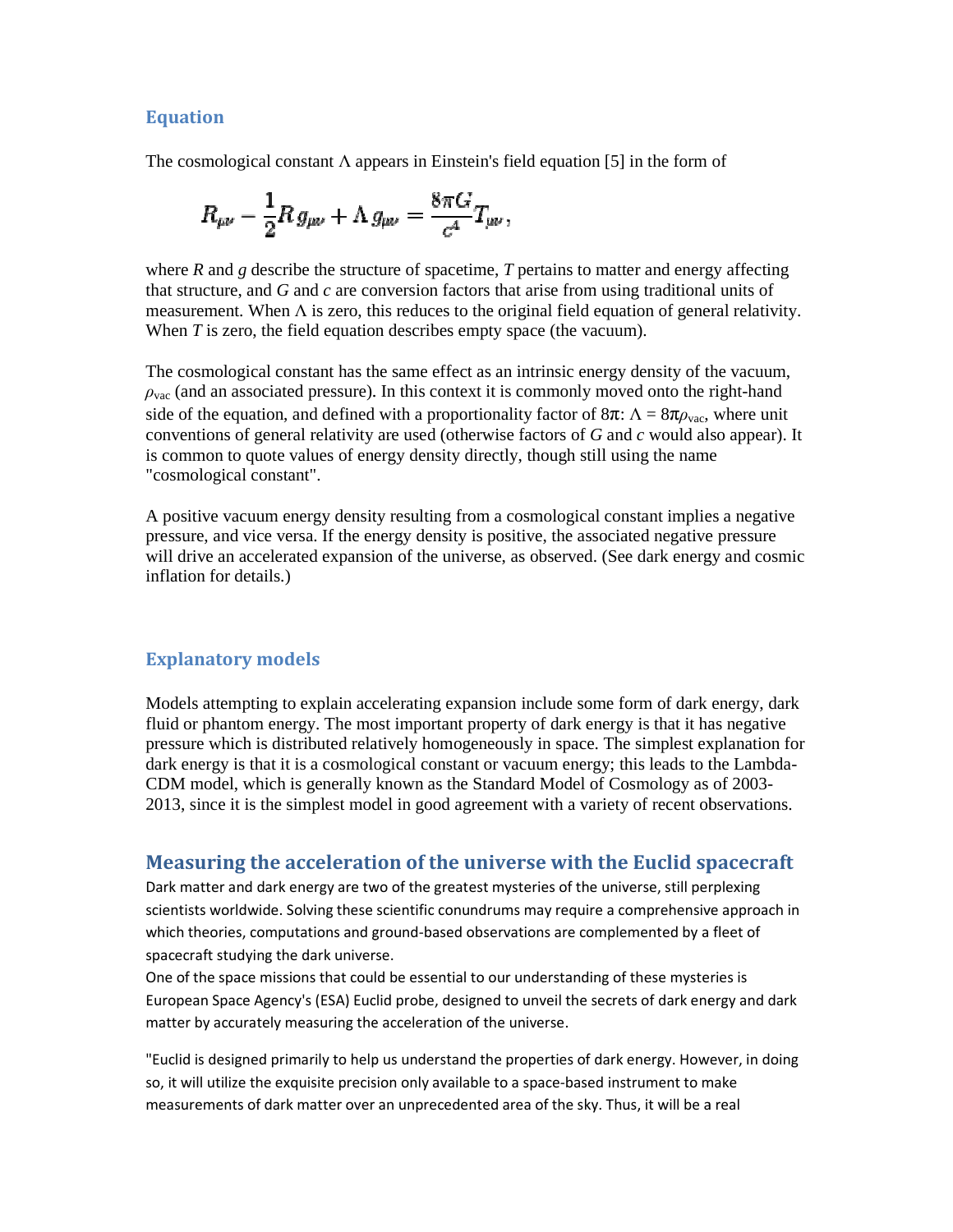### Equation

The cosmological constant $\Lambda$ appears in Einstein's field equation [5] in the form of

$$R_{\mu\nu} - \frac{1}{2}R\,g_{\mu\nu} + \Lambda\,g_{\mu\nu} = \frac{8\pi G}{c^4}T_{\mu\nu},$$

where $R$ and $g$ describe the structure of spacetime, $T$ pertains to matter and energy affecting that structure, and $G$ and $c$ are conversion factors that arise from using traditional units of measurement. When $\Lambda$ is zero, this reduces to the original field equation of general relativity. When $T$ is zero, the field equation describes empty space (the vacuum).

The cosmological constant has the same effect as an intrinsic energy density of the vacuum, $\rho_{\text{vac}}$ (and an associated pressure). In this context it is commonly moved onto the right-hand side of the equation, and defined with a proportionality factor of $8\pi$: $\Lambda = 8\pi\rho_{\text{vac}}$, where unit conventions of general relativity are used (otherwise factors of $G$ and $c$ would also appear). It is common to quote values of energy density directly, though still using the name "cosmological constant".

A positive vacuum energy density resulting from a cosmological constant implies a negative pressure, and vice versa. If the energy density is positive, the associated negative pressure will drive an accelerated expansion of the universe, as observed. (See dark energy and cosmic inflation for details.)

### Explanatory models

Models attempting to explain accelerating expansion include some form of dark energy, dark fluid or phantom energy. The most important property of dark energy is that it has negative pressure which is distributed relatively homogeneously in space. The simplest explanation for dark energy is that it is a cosmological constant or vacuum energy; this leads to the Lambda-CDM model, which is generally known as the Standard Model of Cosmology as of 2003-2013, since it is the simplest model in good agreement with a variety of recent observations.

## Measuring the acceleration of the universe with the Euclid spacecraft

Dark matter and dark energy are two of the greatest mysteries of the universe, still perplexing scientists worldwide. Solving these scientific conundrums may require a comprehensive approach in which theories, computations and ground-based observations are complemented by a fleet of spacecraft studying the dark universe.

One of the space missions that could be essential to our understanding of these mysteries is European Space Agency's (ESA) Euclid probe, designed to unveil the secrets of dark energy and dark matter by accurately measuring the acceleration of the universe.

"Euclid is designed primarily to help us understand the properties of dark energy. However, in doing so, it will utilize the exquisite precision only available to a space-based instrument to make measurements of dark matter over an unprecedented area of the sky. Thus, it will be a real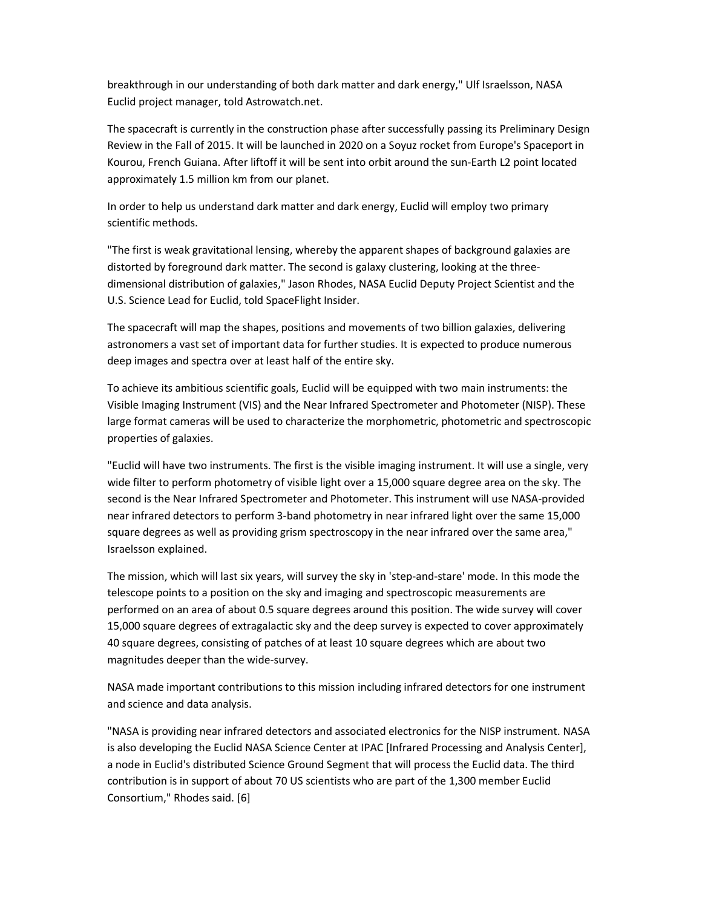breakthrough in our understanding of both dark matter and dark energy," Ulf Israelsson, NASA Euclid project manager, told Astrowatch.net.

The spacecraft is currently in the construction phase after successfully passing its Preliminary Design Review in the Fall of 2015. It will be launched in 2020 on a Soyuz rocket from Europe's Spaceport in Kourou, French Guiana. After liftoff it will be sent into orbit around the sun-Earth L2 point located approximately 1.5 million km from our planet.

In order to help us understand dark matter and dark energy, Euclid will employ two primary scientific methods.

"The first is weak gravitational lensing, whereby the apparent shapes of background galaxies are distorted by foreground dark matter. The second is galaxy clustering, looking at the three-dimensional distribution of galaxies," Jason Rhodes, NASA Euclid Deputy Project Scientist and the U.S. Science Lead for Euclid, told SpaceFlight Insider.

The spacecraft will map the shapes, positions and movements of two billion galaxies, delivering astronomers a vast set of important data for further studies. It is expected to produce numerous deep images and spectra over at least half of the entire sky.

To achieve its ambitious scientific goals, Euclid will be equipped with two main instruments: the Visible Imaging Instrument (VIS) and the Near Infrared Spectrometer and Photometer (NISP). These large format cameras will be used to characterize the morphometric, photometric and spectroscopic properties of galaxies.

"Euclid will have two instruments. The first is the visible imaging instrument. It will use a single, very wide filter to perform photometry of visible light over a 15,000 square degree area on the sky. The second is the Near Infrared Spectrometer and Photometer. This instrument will use NASA-provided near infrared detectors to perform 3-band photometry in near infrared light over the same 15,000 square degrees as well as providing grism spectroscopy in the near infrared over the same area," Israelsson explained.

The mission, which will last six years, will survey the sky in 'step-and-stare' mode. In this mode the telescope points to a position on the sky and imaging and spectroscopic measurements are performed on an area of about 0.5 square degrees around this position. The wide survey will cover 15,000 square degrees of extragalactic sky and the deep survey is expected to cover approximately 40 square degrees, consisting of patches of at least 10 square degrees which are about two magnitudes deeper than the wide-survey.

NASA made important contributions to this mission including infrared detectors for one instrument and science and data analysis.

"NASA is providing near infrared detectors and associated electronics for the NISP instrument. NASA is also developing the Euclid NASA Science Center at IPAC [Infrared Processing and Analysis Center], a node in Euclid's distributed Science Ground Segment that will process the Euclid data. The third contribution is in support of about 70 US scientists who are part of the 1,300 member Euclid Consortium," Rhodes said. [6]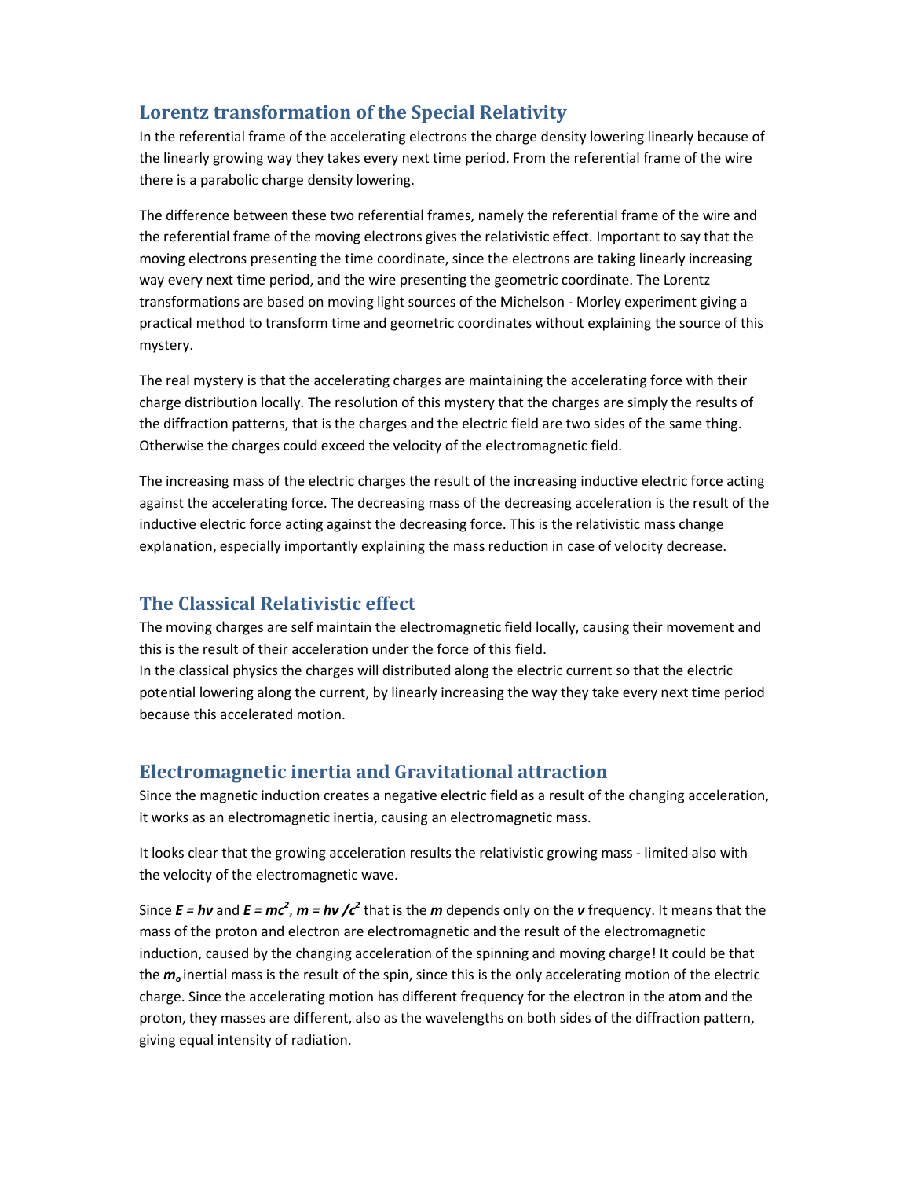## Lorentz transformation of the Special Relativity

In the referential frame of the accelerating electrons the charge density lowering linearly because of the linearly growing way they takes every next time period. From the referential frame of the wire there is a parabolic charge density lowering.

The difference between these two referential frames, namely the referential frame of the wire and the referential frame of the moving electrons gives the relativistic effect. Important to say that the moving electrons presenting the time coordinate, since the electrons are taking linearly increasing way every next time period, and the wire presenting the geometric coordinate. The Lorentz transformations are based on moving light sources of the Michelson - Morley experiment giving a practical method to transform time and geometric coordinates without explaining the source of this mystery.

The real mystery is that the accelerating charges are maintaining the accelerating force with their charge distribution locally. The resolution of this mystery that the charges are simply the results of the diffraction patterns, that is the charges and the electric field are two sides of the same thing. Otherwise the charges could exceed the velocity of the electromagnetic field.

The increasing mass of the electric charges the result of the increasing inductive electric force acting against the accelerating force. The decreasing mass of the decreasing acceleration is the result of the inductive electric force acting against the decreasing force. This is the relativistic mass change explanation, especially importantly explaining the mass reduction in case of velocity decrease.

## The Classical Relativistic effect

The moving charges are self maintain the electromagnetic field locally, causing their movement and this is the result of their acceleration under the force of this field.
In the classical physics the charges will distributed along the electric current so that the electric potential lowering along the current, by linearly increasing the way they take every next time period because this accelerated motion.

## Electromagnetic inertia and Gravitational attraction

Since the magnetic induction creates a negative electric field as a result of the changing acceleration, it works as an electromagnetic inertia, causing an electromagnetic mass.

It looks clear that the growing acceleration results the relativistic growing mass - limited also with the velocity of the electromagnetic wave.

Since $E = h\nu$ and $E = mc^2$, $m = h\nu / c^2$ that is the $m$ depends only on the $\nu$ frequency. It means that the mass of the proton and electron are electromagnetic and the result of the electromagnetic induction, caused by the changing acceleration of the spinning and moving charge! It could be that the $m_o$ inertial mass is the result of the spin, since this is the only accelerating motion of the electric charge. Since the accelerating motion has different frequency for the electron in the atom and the proton, they masses are different, also as the wavelengths on both sides of the diffraction pattern, giving equal intensity of radiation.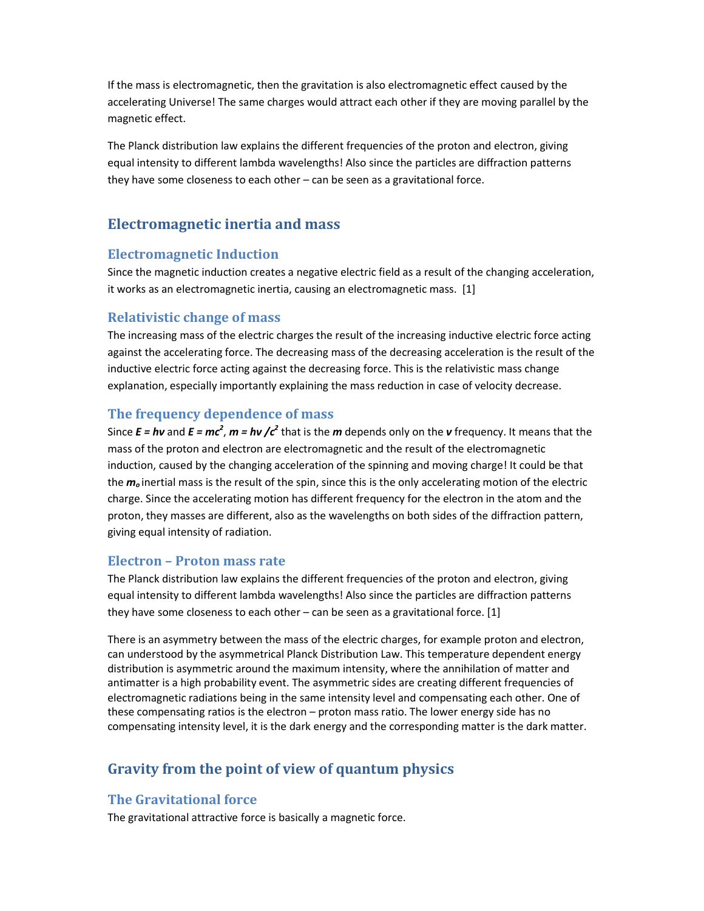If the mass is electromagnetic, then the gravitation is also electromagnetic effect caused by the accelerating Universe! The same charges would attract each other if they are moving parallel by the magnetic effect.

The Planck distribution law explains the different frequencies of the proton and electron, giving equal intensity to different lambda wavelengths! Also since the particles are diffraction patterns they have some closeness to each other – can be seen as a gravitational force.

## Electromagnetic inertia and mass

### Electromagnetic Induction

Since the magnetic induction creates a negative electric field as a result of the changing acceleration, it works as an electromagnetic inertia, causing an electromagnetic mass. [1]

### Relativistic change of mass

The increasing mass of the electric charges the result of the increasing inductive electric force acting against the accelerating force. The decreasing mass of the decreasing acceleration is the result of the inductive electric force acting against the decreasing force. This is the relativistic mass change explanation, especially importantly explaining the mass reduction in case of velocity decrease.

### The frequency dependence of mass

Since $E = h\nu$ and $E = mc^2$, $m = h\nu /c^2$ that is the $m$ depends only on the $\nu$ frequency. It means that the mass of the proton and electron are electromagnetic and the result of the electromagnetic induction, caused by the changing acceleration of the spinning and moving charge! It could be that the $m_o$ inertial mass is the result of the spin, since this is the only accelerating motion of the electric charge. Since the accelerating motion has different frequency for the electron in the atom and the proton, they masses are different, also as the wavelengths on both sides of the diffraction pattern, giving equal intensity of radiation.

### Electron – Proton mass rate

The Planck distribution law explains the different frequencies of the proton and electron, giving equal intensity to different lambda wavelengths! Also since the particles are diffraction patterns they have some closeness to each other – can be seen as a gravitational force. [1]

There is an asymmetry between the mass of the electric charges, for example proton and electron, can understood by the asymmetrical Planck Distribution Law. This temperature dependent energy distribution is asymmetric around the maximum intensity, where the annihilation of matter and antimatter is a high probability event. The asymmetric sides are creating different frequencies of electromagnetic radiations being in the same intensity level and compensating each other. One of these compensating ratios is the electron – proton mass ratio. The lower energy side has no compensating intensity level, it is the dark energy and the corresponding matter is the dark matter.

## Gravity from the point of view of quantum physics

### The Gravitational force

The gravitational attractive force is basically a magnetic force.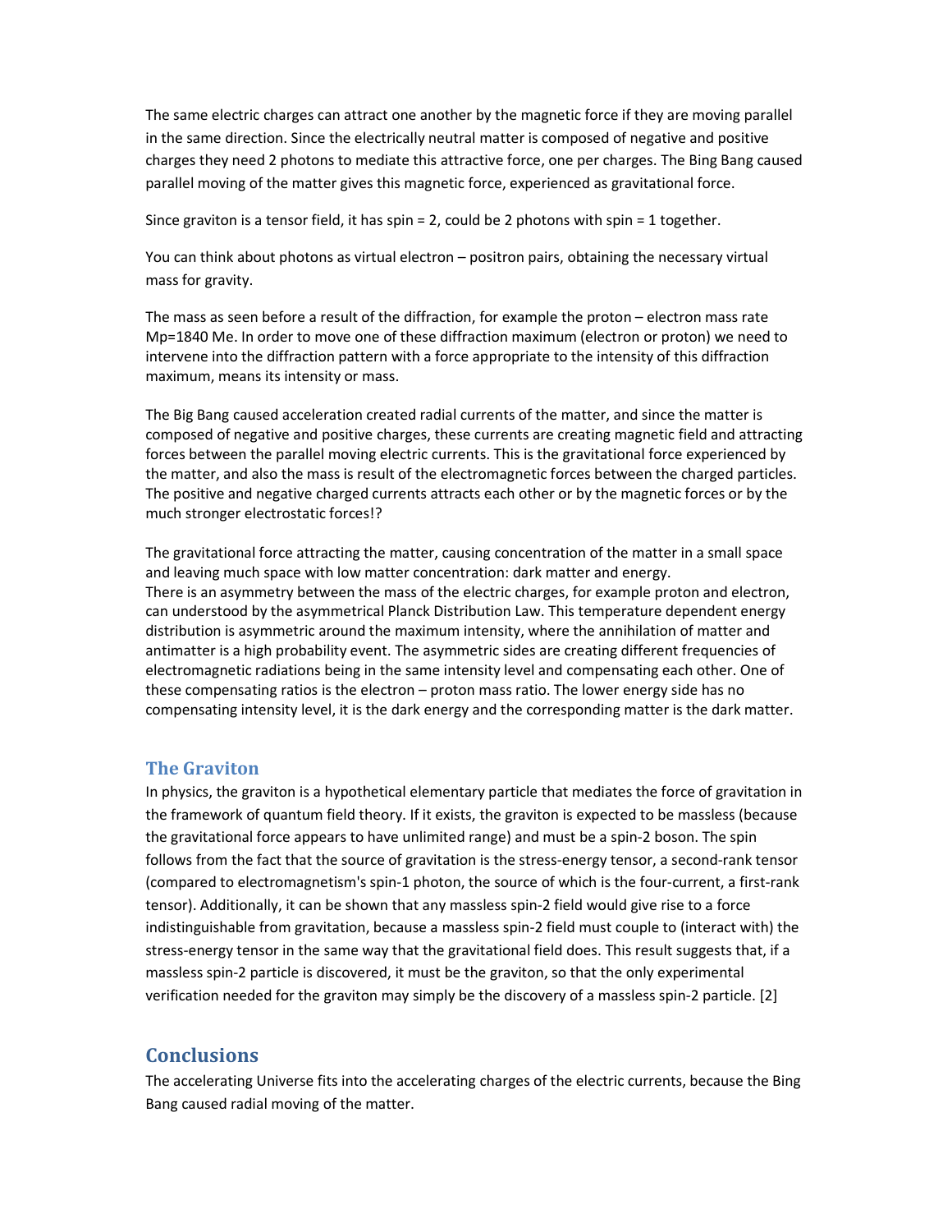The same electric charges can attract one another by the magnetic force if they are moving parallel in the same direction. Since the electrically neutral matter is composed of negative and positive charges they need 2 photons to mediate this attractive force, one per charges. The Bing Bang caused parallel moving of the matter gives this magnetic force, experienced as gravitational force.

Since graviton is a tensor field, it has spin = 2, could be 2 photons with spin = 1 together.

You can think about photons as virtual electron – positron pairs, obtaining the necessary virtual mass for gravity.

The mass as seen before a result of the diffraction, for example the proton – electron mass rate Mp=1840 Me. In order to move one of these diffraction maximum (electron or proton) we need to intervene into the diffraction pattern with a force appropriate to the intensity of this diffraction maximum, means its intensity or mass.

The Big Bang caused acceleration created radial currents of the matter, and since the matter is composed of negative and positive charges, these currents are creating magnetic field and attracting forces between the parallel moving electric currents. This is the gravitational force experienced by the matter, and also the mass is result of the electromagnetic forces between the charged particles. The positive and negative charged currents attracts each other or by the magnetic forces or by the much stronger electrostatic forces!?

The gravitational force attracting the matter, causing concentration of the matter in a small space and leaving much space with low matter concentration: dark matter and energy.
There is an asymmetry between the mass of the electric charges, for example proton and electron, can understood by the asymmetrical Planck Distribution Law. This temperature dependent energy distribution is asymmetric around the maximum intensity, where the annihilation of matter and antimatter is a high probability event. The asymmetric sides are creating different frequencies of electromagnetic radiations being in the same intensity level and compensating each other. One of these compensating ratios is the electron – proton mass ratio. The lower energy side has no compensating intensity level, it is the dark energy and the corresponding matter is the dark matter.

### The Graviton

In physics, the graviton is a hypothetical elementary particle that mediates the force of gravitation in the framework of quantum field theory. If it exists, the graviton is expected to be massless (because the gravitational force appears to have unlimited range) and must be a spin-2 boson. The spin follows from the fact that the source of gravitation is the stress-energy tensor, a second-rank tensor (compared to electromagnetism's spin-1 photon, the source of which is the four-current, a first-rank tensor). Additionally, it can be shown that any massless spin-2 field would give rise to a force indistinguishable from gravitation, because a massless spin-2 field must couple to (interact with) the stress-energy tensor in the same way that the gravitational field does. This result suggests that, if a massless spin-2 particle is discovered, it must be the graviton, so that the only experimental verification needed for the graviton may simply be the discovery of a massless spin-2 particle. [2]

## Conclusions

The accelerating Universe fits into the accelerating charges of the electric currents, because the Bing Bang caused radial moving of the matter.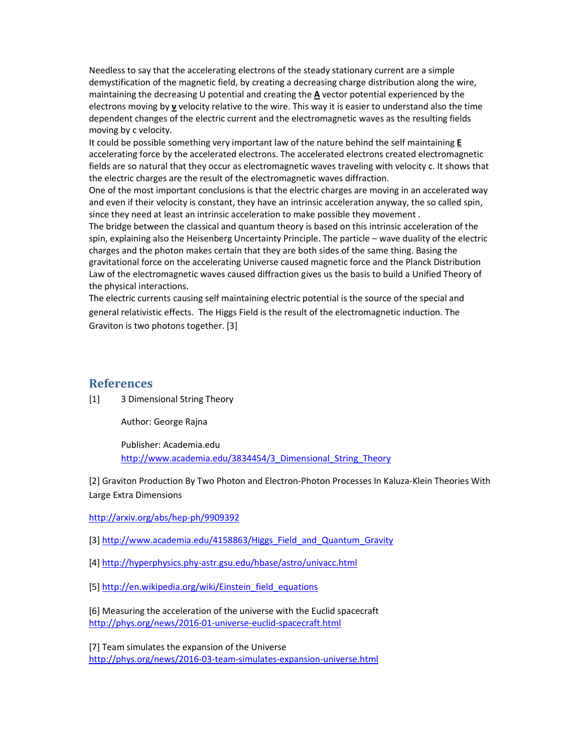Needless to say that the accelerating electrons of the steady stationary current are a simple demystification of the magnetic field, by creating a decreasing charge distribution along the wire, maintaining the decreasing U potential and creating the **A** vector potential experienced by the electrons moving by **v** velocity relative to the wire. This way it is easier to understand also the time dependent changes of the electric current and the electromagnetic waves as the resulting fields moving by c velocity.

It could be possible something very important law of the nature behind the self maintaining **E** accelerating force by the accelerated electrons. The accelerated electrons created electromagnetic fields are so natural that they occur as electromagnetic waves traveling with velocity c. It shows that the electric charges are the result of the electromagnetic waves diffraction.

One of the most important conclusions is that the electric charges are moving in an accelerated way and even if their velocity is constant, they have an intrinsic acceleration anyway, the so called spin, since they need at least an intrinsic acceleration to make possible they movement .

The bridge between the classical and quantum theory is based on this intrinsic acceleration of the spin, explaining also the Heisenberg Uncertainty Principle. The particle – wave duality of the electric charges and the photon makes certain that they are both sides of the same thing. Basing the gravitational force on the accelerating Universe caused magnetic force and the Planck Distribution Law of the electromagnetic waves caused diffraction gives us the basis to build a Unified Theory of the physical interactions.

The electric currents causing self maintaining electric potential is the source of the special and general relativistic effects. The Higgs Field is the result of the electromagnetic induction. The Graviton is two photons together. [3]

## References

[1] 3 Dimensional String Theory

Author: George Rajna

Publisher: Academia.edu
http://www.academia.edu/3834454/3_Dimensional_String_Theory

[2] Graviton Production By Two Photon and Electron-Photon Processes In Kaluza-Klein Theories With Large Extra Dimensions

http://arxiv.org/abs/hep-ph/9909392

[3] http://www.academia.edu/4158863/Higgs_Field_and_Quantum_Gravity

[4] http://hyperphysics.phy-astr.gsu.edu/hbase/astro/univacc.html

[5] http://en.wikipedia.org/wiki/Einstein_field_equations

[6] Measuring the acceleration of the universe with the Euclid spacecraft
http://phys.org/news/2016-01-universe-euclid-spacecraft.html

[7] Team simulates the expansion of the Universe
http://phys.org/news/2016-03-team-simulates-expansion-universe.html